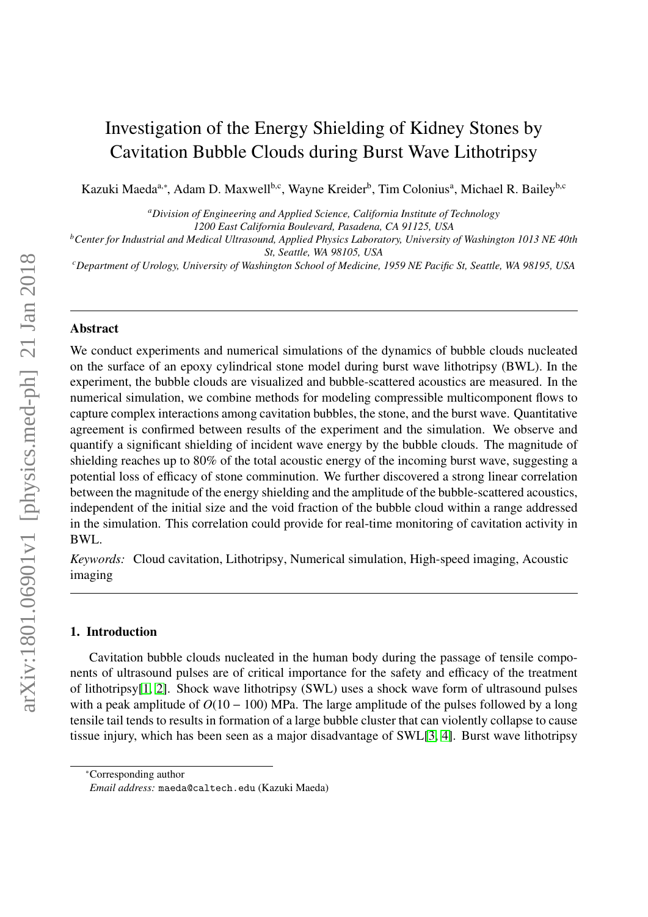# Investigation of the Energy Shielding of Kidney Stones by Cavitation Bubble Clouds during Burst Wave Lithotripsy

Kazuki Maeda[a,*], Adam D. Maxwell[b,c], Wayne Kreider[b], Tim Colonius[a], Michael R. Bailey[b,c]

[a] *Division of Engineering and Applied Science, California Institute of Technology 1200 East California Boulevard, Pasadena, CA 91125, USA*

[b] *Center for Industrial and Medical Ultrasound, Applied Physics Laboratory, University of Washington 1013 NE 40th St, Seattle, WA 98105, USA*

[c] *Department of Urology, University of Washington School of Medicine, 1959 NE Pacific St, Seattle, WA 98195, USA*

---

### Abstract

We conduct experiments and numerical simulations of the dynamics of bubble clouds nucleated on the surface of an epoxy cylindrical stone model during burst wave lithotripsy (BWL). In the experiment, the bubble clouds are visualized and bubble-scattered acoustics are measured. In the numerical simulation, we combine methods for modeling compressible multicomponent flows to capture complex interactions among cavitation bubbles, the stone, and the burst wave. Quantitative agreement is confirmed between results of the experiment and the simulation. We observe and quantify a significant shielding of incident wave energy by the bubble clouds. The magnitude of shielding reaches up to 80% of the total acoustic energy of the incoming burst wave, suggesting a potential loss of efficacy of stone comminution. We further discovered a strong linear correlation between the magnitude of the energy shielding and the amplitude of the bubble-scattered acoustics, independent of the initial size and the void fraction of the bubble cloud within a range addressed in the simulation. This correlation could provide for real-time monitoring of cavitation activity in BWL.

*Keywords:* Cloud cavitation, Lithotripsy, Numerical simulation, High-speed imaging, Acoustic imaging

---

## 1. Introduction

Cavitation bubble clouds nucleated in the human body during the passage of tensile components of ultrasound pulses are of critical importance for the safety and efficacy of the treatment of lithotripsy[1, 2]. Shock wave lithotripsy (SWL) uses a shock wave form of ultrasound pulses with a peak amplitude of $O(10-100)$ MPa. The large amplitude of the pulses followed by a long tensile tail tends to results in formation of a large bubble cluster that can violently collapse to cause tissue injury, which has been seen as a major disadvantage of SWL[3, 4]. Burst wave lithotripsy

---

*Corresponding author

*Email address:* maeda@caltech.edu (Kazuki Maeda)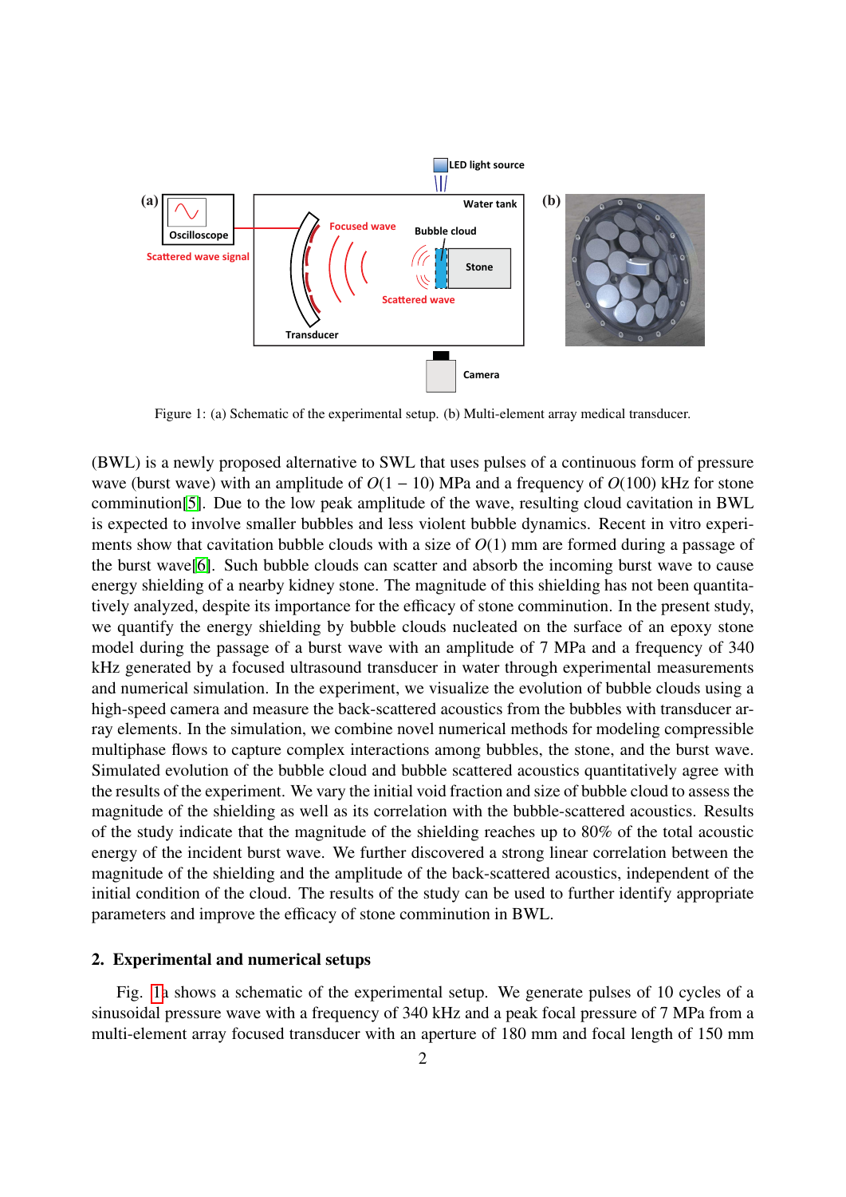Figure 1: (a) Schematic of the experimental setup. (b) Multi-element array medical transducer.

(BWL) is a newly proposed alternative to SWL that uses pulses of a continuous form of pressure wave (burst wave) with an amplitude of $O(1-10)$ MPa and a frequency of $O(100)$ kHz for stone comminution[5]. Due to the low peak amplitude of the wave, resulting cloud cavitation in BWL is expected to involve smaller bubbles and less violent bubble dynamics. Recent in vitro experiments show that cavitation bubble clouds with a size of $O(1)$ mm are formed during a passage of the burst wave[6]. Such bubble clouds can scatter and absorb the incoming burst wave to cause energy shielding of a nearby kidney stone. The magnitude of this shielding has not been quantitatively analyzed, despite its importance for the efficacy of stone comminution. In the present study, we quantify the energy shielding by bubble clouds nucleated on the surface of an epoxy stone model during the passage of a burst wave with an amplitude of 7 MPa and a frequency of 340 kHz generated by a focused ultrasound transducer in water through experimental measurements and numerical simulation. In the experiment, we visualize the evolution of bubble clouds using a high-speed camera and measure the back-scattered acoustics from the bubbles with transducer array elements. In the simulation, we combine novel numerical methods for modeling compressible multiphase flows to capture complex interactions among bubbles, the stone, and the burst wave. Simulated evolution of the bubble cloud and bubble scattered acoustics quantitatively agree with the results of the experiment. We vary the initial void fraction and size of bubble cloud to assess the magnitude of the shielding as well as its correlation with the bubble-scattered acoustics. Results of the study indicate that the magnitude of the shielding reaches up to 80% of the total acoustic energy of the incident burst wave. We further discovered a strong linear correlation between the magnitude of the shielding and the amplitude of the back-scattered acoustics, independent of the initial condition of the cloud. The results of the study can be used to further identify appropriate parameters and improve the efficacy of stone comminution in BWL.

## 2. Experimental and numerical setups

Fig. 1a shows a schematic of the experimental setup. We generate pulses of 10 cycles of a sinusoidal pressure wave with a frequency of 340 kHz and a peak focal pressure of 7 MPa from a multi-element array focused transducer with an aperture of 180 mm and focal length of 150 mm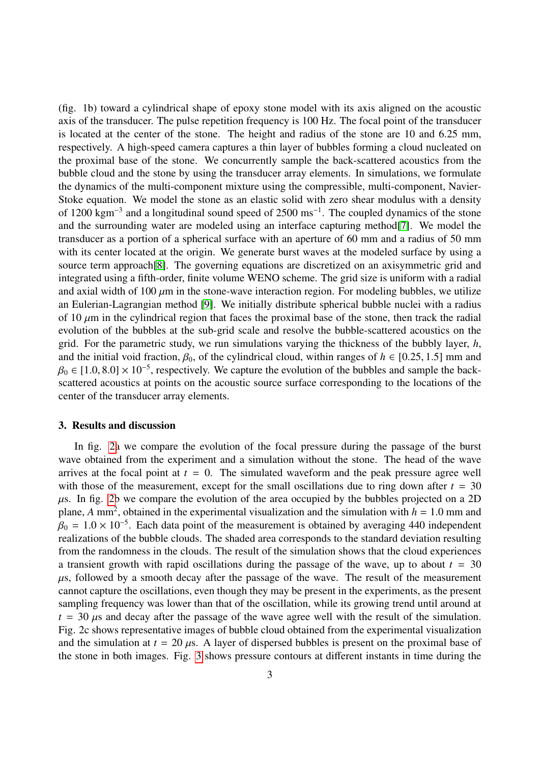(fig. 1b) toward a cylindrical shape of epoxy stone model with its axis aligned on the acoustic axis of the transducer. The pulse repetition frequency is 100 Hz. The focal point of the transducer is located at the center of the stone. The height and radius of the stone are 10 and 6.25 mm, respectively. A high-speed camera captures a thin layer of bubbles forming a cloud nucleated on the proximal base of the stone. We concurrently sample the back-scattered acoustics from the bubble cloud and the stone by using the transducer array elements. In simulations, we formulate the dynamics of the multi-component mixture using the compressible, multi-component, Navier-Stoke equation. We model the stone as an elastic solid with zero shear modulus with a density of 1200 $\mathrm{kgm^{-3}}$ and a longitudinal sound speed of 2500 $\mathrm{ms^{-1}}$. The coupled dynamics of the stone and the surrounding water are modeled using an interface capturing method[7]. We model the transducer as a portion of a spherical surface with an aperture of 60 mm and a radius of 50 mm with its center located at the origin. We generate burst waves at the modeled surface by using a source term approach[8]. The governing equations are discretized on an axisymmetric grid and integrated using a fifth-order, finite volume WENO scheme. The grid size is uniform with a radial and axial width of 100 $\mu$m in the stone-wave interaction region. For modeling bubbles, we utilize an Eulerian-Lagrangian method [9]. We initially distribute spherical bubble nuclei with a radius of 10 $\mu$m in the cylindrical region that faces the proximal base of the stone, then track the radial evolution of the bubbles at the sub-grid scale and resolve the bubble-scattered acoustics on the grid. For the parametric study, we run simulations varying the thickness of the bubbly layer, $h$, and the initial void fraction, $\beta_0$, of the cylindrical cloud, within ranges of $h \in [0.25, 1.5]$ mm and $\beta_0 \in [1.0, 8.0] \times 10^{-5}$, respectively. We capture the evolution of the bubbles and sample the back-scattered acoustics at points on the acoustic source surface corresponding to the locations of the center of the transducer array elements.

## 3. Results and discussion

In fig. 2a we compare the evolution of the focal pressure during the passage of the burst wave obtained from the experiment and a simulation without the stone. The head of the wave arrives at the focal point at $t = 0$. The simulated waveform and the peak pressure agree well with those of the measurement, except for the small oscillations due to ring down after $t = 30$ $\mu$s. In fig. 2b we compare the evolution of the area occupied by the bubbles projected on a 2D plane, $A$ $\mathrm{mm^2}$, obtained in the experimental visualization and the simulation with $h = 1.0$ mm and $\beta_0 = 1.0 \times 10^{-5}$. Each data point of the measurement is obtained by averaging 440 independent realizations of the bubble clouds. The shaded area corresponds to the standard deviation resulting from the randomness in the clouds. The result of the simulation shows that the cloud experiences a transient growth with rapid oscillations during the passage of the wave, up to about $t = 30$ $\mu$s, followed by a smooth decay after the passage of the wave. The result of the measurement cannot capture the oscillations, even though they may be present in the experiments, as the present sampling frequency was lower than that of the oscillation, while its growing trend until around at $t = 30$ $\mu$s and decay after the passage of the wave agree well with the result of the simulation. Fig. 2c shows representative images of bubble cloud obtained from the experimental visualization and the simulation at $t = 20$ $\mu$s. A layer of dispersed bubbles is present on the proximal base of the stone in both images. Fig. 3 shows pressure contours at different instants in time during the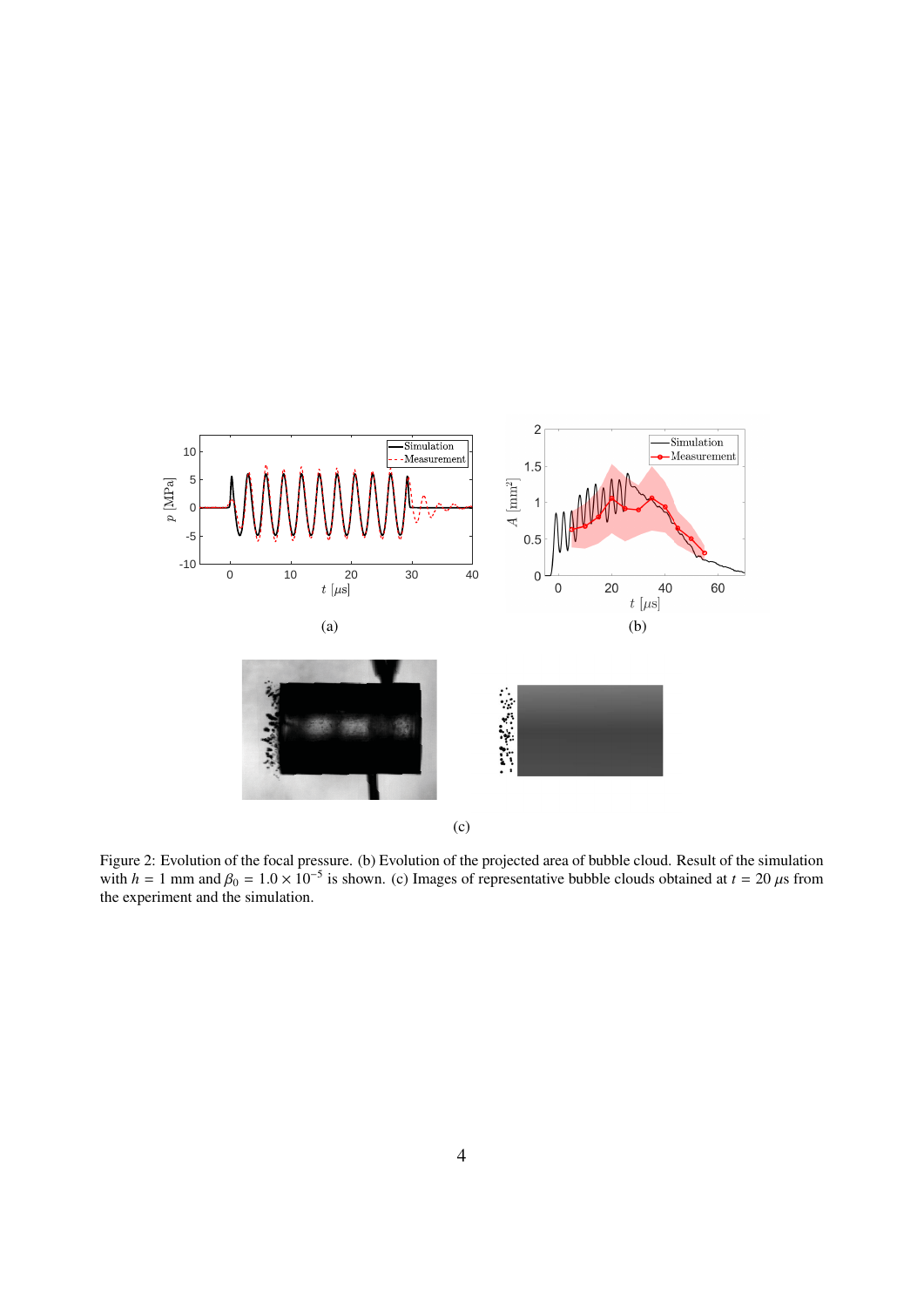Figure 2: Evolution of the focal pressure. (b) Evolution of the projected area of bubble cloud. Result of the simulation with $h$ = 1 mm and $\beta_0$ = $1.0 \times 10^{-5}$ is shown. (c) Images of representative bubble clouds obtained at $t$ = 20 $\mu$s from the experiment and the simulation.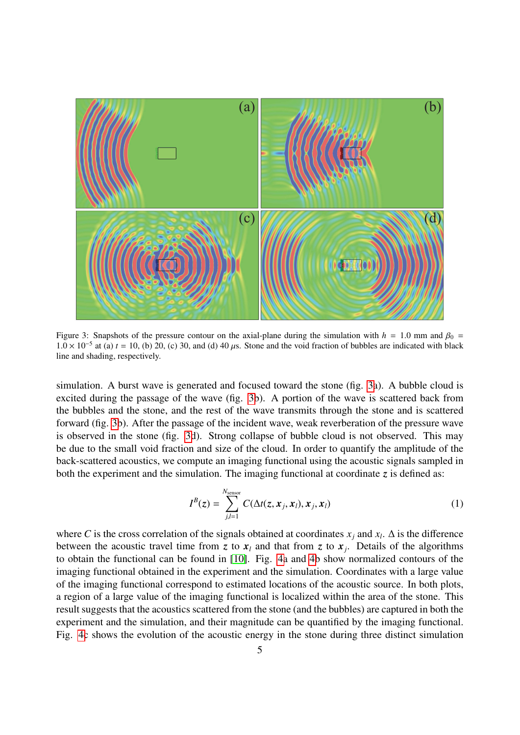Figure 3: Snapshots of the pressure contour on the axial-plane during the simulation with $h$ = 1.0 mm and $\beta_0$ = $1.0 \times 10^{-5}$ at (a) $t$ = 10, (b) 20, (c) 30, and (d) 40 $\mu$s. Stone and the void fraction of bubbles are indicated with black line and shading, respectively.

simulation. A burst wave is generated and focused toward the stone (fig. 3a). A bubble cloud is excited during the passage of the wave (fig. 3b). A portion of the wave is scattered back from the bubbles and the stone, and the rest of the wave transmits through the stone and is scattered forward (fig. 3b). After the passage of the incident wave, weak reverberation of the pressure wave is observed in the stone (fig. 3d). Strong collapse of bubble cloud is not observed. This may be due to the small void fraction and size of the cloud. In order to quantify the amplitude of the back-scattered acoustics, we compute an imaging functional using the acoustic signals sampled in both the experiment and the simulation. The imaging functional at coordinate $\boldsymbol{z}$ is defined as:

$$I^B(\boldsymbol{z}) = \sum_{j,l=1}^{N_{\text{sensor}}} C(\Delta t(\boldsymbol{z}, \boldsymbol{x}_j, \boldsymbol{x}_l), \boldsymbol{x}_j, \boldsymbol{x}_l) \tag{1}$$

where $C$ is the cross correlation of the signals obtained at coordinates $x_j$ and $x_l$. $\Delta$ is the difference between the acoustic travel time from $\boldsymbol{z}$ to $\boldsymbol{x}_l$ and that from $\boldsymbol{z}$ to $\boldsymbol{x}_j$. Details of the algorithms to obtain the functional can be found in [10]. Fig. 4a and 4b show normalized contours of the imaging functional obtained in the experiment and the simulation. Coordinates with a large value of the imaging functional correspond to estimated locations of the acoustic source. In both plots, a region of a large value of the imaging functional is localized within the area of the stone. This result suggests that the acoustics scattered from the stone (and the bubbles) are captured in both the experiment and the simulation, and their magnitude can be quantified by the imaging functional. Fig. 4c shows the evolution of the acoustic energy in the stone during three distinct simulation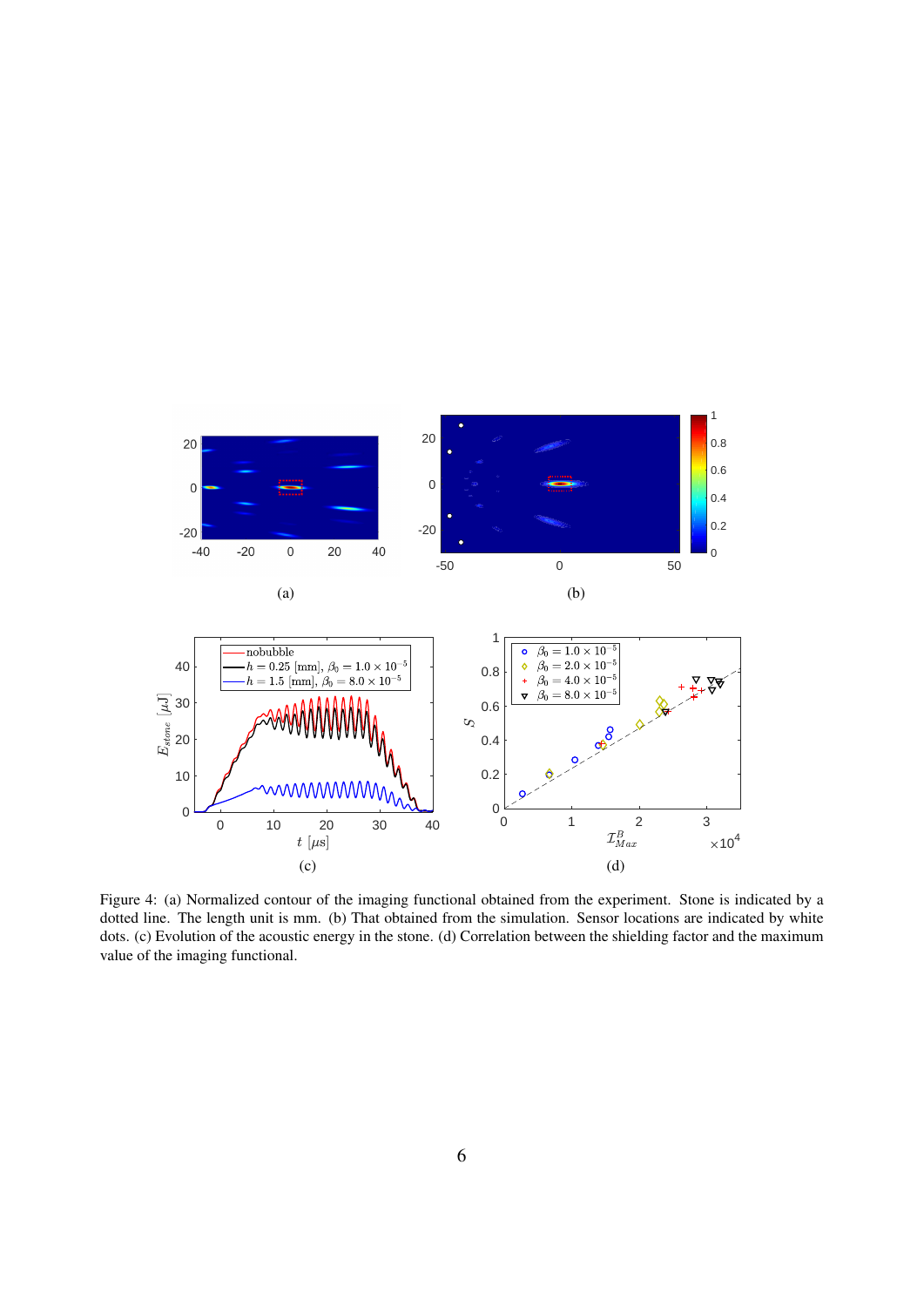(a)

(b)

(c)

(d)

Figure 4: (a) Normalized contour of the imaging functional obtained from the experiment. Stone is indicated by a dotted line. The length unit is mm. (b) That obtained from the simulation. Sensor locations are indicated by white dots. (c) Evolution of the acoustic energy in the stone. (d) Correlation between the shielding factor and the maximum value of the imaging functional.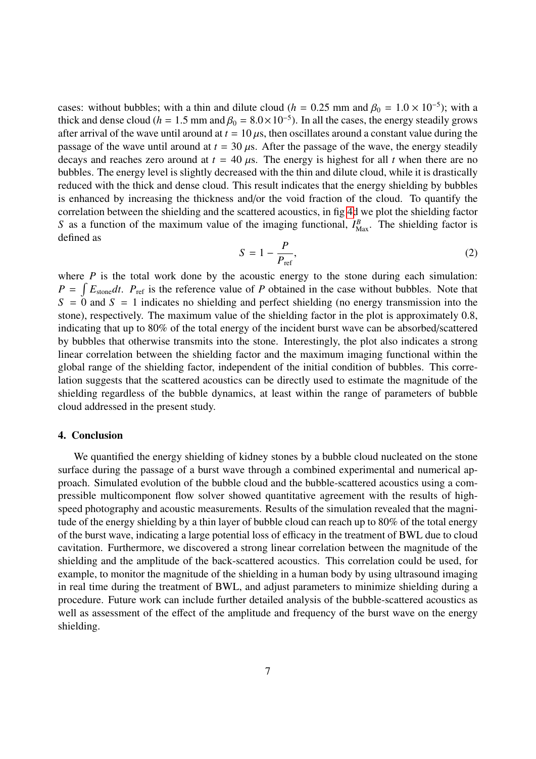cases: without bubbles; with a thin and dilute cloud ($h = 0.25$ mm and $\beta_0 = 1.0 \times 10^{-5}$); with a thick and dense cloud ($h = 1.5$ mm and $\beta_0 = 8.0 \times 10^{-5}$). In all the cases, the energy steadily grows after arrival of the wave until around at $t = 10\,\mu$s, then oscillates around a constant value during the passage of the wave until around at $t = 30\,\mu$s. After the passage of the wave, the energy steadily decays and reaches zero around at $t = 40\,\mu$s. The energy is highest for all $t$ when there are no bubbles. The energy level is slightly decreased with the thin and dilute cloud, while it is drastically reduced with the thick and dense cloud. This result indicates that the energy shielding by bubbles is enhanced by increasing the thickness and/or the void fraction of the cloud. To quantify the correlation between the shielding and the scattered acoustics, in fig 4d we plot the shielding factor $S$ as a function of the maximum value of the imaging functional, $I^B_{\text{Max}}$. The shielding factor is defined as

$$S = 1 - \frac{P}{P_{\text{ref}}}, \tag{2}$$

where $P$ is the total work done by the acoustic energy to the stone during each simulation: $P = \int E_{\text{stone}} dt$. $P_{\text{ref}}$ is the reference value of $P$ obtained in the case without bubbles. Note that $S = 0$ and $S = 1$ indicates no shielding and perfect shielding (no energy transmission into the stone), respectively. The maximum value of the shielding factor in the plot is approximately 0.8, indicating that up to 80% of the total energy of the incident burst wave can be absorbed/scattered by bubbles that otherwise transmits into the stone. Interestingly, the plot also indicates a strong linear correlation between the shielding factor and the maximum imaging functional within the global range of the shielding factor, independent of the initial condition of bubbles. This correlation suggests that the scattered acoustics can be directly used to estimate the magnitude of the shielding regardless of the bubble dynamics, at least within the range of parameters of bubble cloud addressed in the present study.

## 4. Conclusion

We quantified the energy shielding of kidney stones by a bubble cloud nucleated on the stone surface during the passage of a burst wave through a combined experimental and numerical approach. Simulated evolution of the bubble cloud and the bubble-scattered acoustics using a compressible multicomponent flow solver showed quantitative agreement with the results of high-speed photography and acoustic measurements. Results of the simulation revealed that the magnitude of the energy shielding by a thin layer of bubble cloud can reach up to 80% of the total energy of the burst wave, indicating a large potential loss of efficacy in the treatment of BWL due to cloud cavitation. Furthermore, we discovered a strong linear correlation between the magnitude of the shielding and the amplitude of the back-scattered acoustics. This correlation could be used, for example, to monitor the magnitude of the shielding in a human body by using ultrasound imaging in real time during the treatment of BWL, and adjust parameters to minimize shielding during a procedure. Future work can include further detailed analysis of the bubble-scattered acoustics as well as assessment of the effect of the amplitude and frequency of the burst wave on the energy shielding.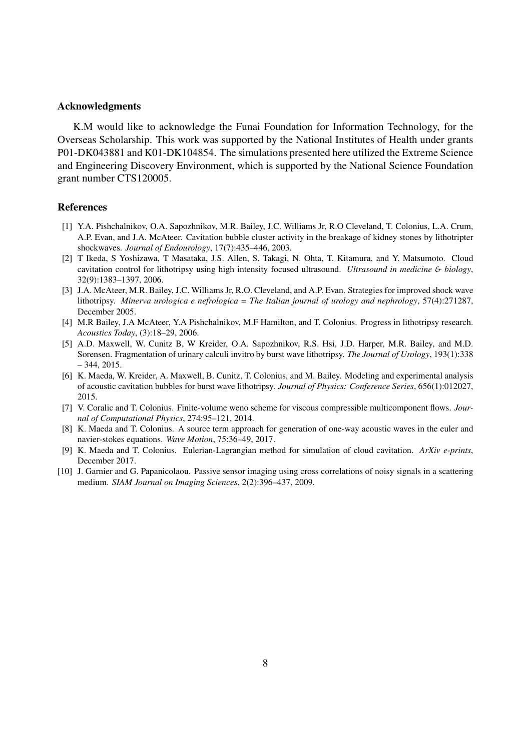## Acknowledgments

K.M would like to acknowledge the Funai Foundation for Information Technology, for the Overseas Scholarship. This work was supported by the National Institutes of Health under grants P01-DK043881 and K01-DK104854. The simulations presented here utilized the Extreme Science and Engineering Discovery Environment, which is supported by the National Science Foundation grant number CTS120005.

## References

[1] Y.A. Pishchalnikov, O.A. Sapozhnikov, M.R. Bailey, J.C. Williams Jr, R.O Cleveland, T. Colonius, L.A. Crum, A.P. Evan, and J.A. McAteer. Cavitation bubble cluster activity in the breakage of kidney stones by lithotripter shockwaves. *Journal of Endourology*, 17(7):435–446, 2003.

[2] T Ikeda, S Yoshizawa, T Masataka, J.S. Allen, S. Takagi, N. Ohta, T. Kitamura, and Y. Matsumoto. Cloud cavitation control for lithotripsy using high intensity focused ultrasound. *Ultrasound in medicine & biology*, 32(9):1383–1397, 2006.

[3] J.A. McAteer, M.R. Bailey, J.C. Williams Jr, R.O. Cleveland, and A.P. Evan. Strategies for improved shock wave lithotripsy. *Minerva urologica e nefrologica = The Italian journal of urology and nephrology*, 57(4):271287, December 2005.

[4] M.R Bailey, J.A McAteer, Y.A Pishchalnikov, M.F Hamilton, and T. Colonius. Progress in lithotripsy research. *Acoustics Today*, (3):18–29, 2006.

[5] A.D. Maxwell, W. Cunitz B, W Kreider, O.A. Sapozhnikov, R.S. Hsi, J.D. Harper, M.R. Bailey, and M.D. Sorensen. Fragmentation of urinary calculi invitro by burst wave lithotripsy. *The Journal of Urology*, 193(1):338 – 344, 2015.

[6] K. Maeda, W. Kreider, A. Maxwell, B. Cunitz, T. Colonius, and M. Bailey. Modeling and experimental analysis of acoustic cavitation bubbles for burst wave lithotripsy. *Journal of Physics: Conference Series*, 656(1):012027, 2015.

[7] V. Coralic and T. Colonius. Finite-volume weno scheme for viscous compressible multicomponent flows. *Journal of Computational Physics*, 274:95–121, 2014.

[8] K. Maeda and T. Colonius. A source term approach for generation of one-way acoustic waves in the euler and navier-stokes equations. *Wave Motion*, 75:36–49, 2017.

[9] K. Maeda and T. Colonius. Eulerian-Lagrangian method for simulation of cloud cavitation. *ArXiv e-prints*, December 2017.

[10] J. Garnier and G. Papanicolaou. Passive sensor imaging using cross correlations of noisy signals in a scattering medium. *SIAM Journal on Imaging Sciences*, 2(2):396–437, 2009.